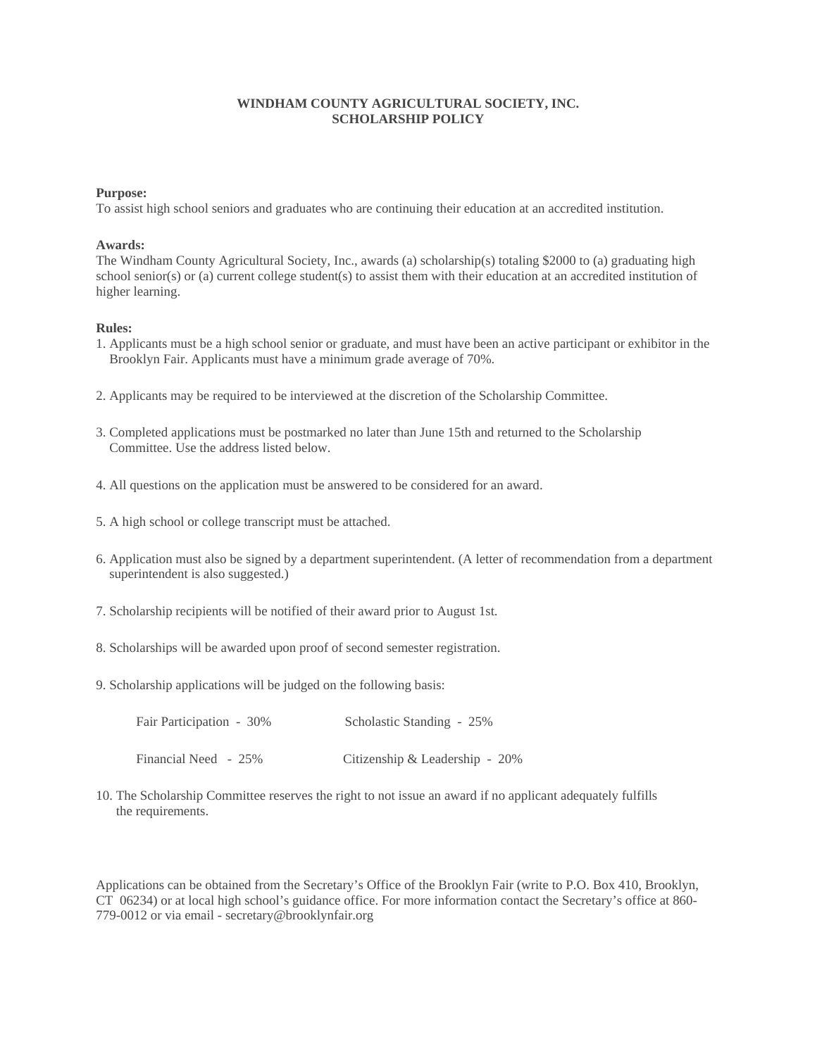# WINDHAM COUNTY AGRICULTURAL SOCIETY, INC.
## SCHOLARSHIP POLICY

**Purpose:**
To assist high school seniors and graduates who are continuing their education at an accredited institution.

**Awards:**
The Windham County Agricultural Society, Inc., awards (a) scholarship(s) totaling $2000 to (a) graduating high school senior(s) or (a) current college student(s) to assist them with their education at an accredited institution of higher learning.

**Rules:**

1. Applicants must be a high school senior or graduate, and must have been an active participant or exhibitor in the Brooklyn Fair. Applicants must have a minimum grade average of 70%.

2. Applicants may be required to be interviewed at the discretion of the Scholarship Committee.

3. Completed applications must be postmarked no later than June 15th and returned to the Scholarship Committee. Use the address listed below.

4. All questions on the application must be answered to be considered for an award.

5. A high school or college transcript must be attached.

6. Application must also be signed by a department superintendent. (A letter of recommendation from a department superintendent is also suggested.)

7. Scholarship recipients will be notified of their award prior to August 1st.

8. Scholarships will be awarded upon proof of second semester registration.

9. Scholarship applications will be judged on the following basis:

   Fair Participation - 30%
   Scholastic Standing - 25%
   Financial Need - 25%
   Citizenship & Leadership - 20%

10. The Scholarship Committee reserves the right to not issue an award if no applicant adequately fulfills the requirements.

Applications can be obtained from the Secretary's Office of the Brooklyn Fair (write to P.O. Box 410, Brooklyn, CT 06234) or at local high school's guidance office. For more information contact the Secretary's office at 860-779-0012 or via email - secretary@brooklynfair.org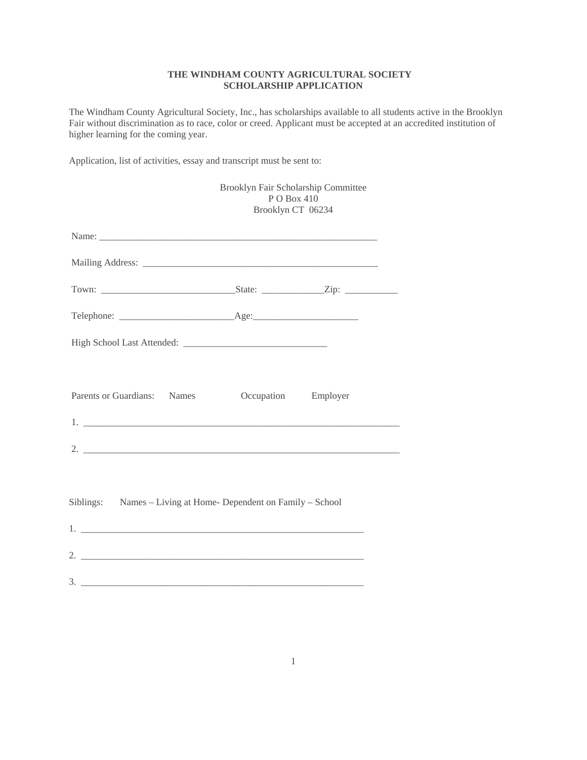**THE WINDHAM COUNTY AGRICULTURAL SOCIETY**
**SCHOLARSHIP APPLICATION**

The Windham County Agricultural Society, Inc., has scholarships available to all students active in the Brooklyn Fair without discrimination as to race, color or creed. Applicant must be accepted at an accredited institution of higher learning for the coming year.

Application, list of activities, essay and transcript must be sent to:

Brooklyn Fair Scholarship Committee
P O Box 410
Brooklyn CT 06234

Name: ____________________________________________________________

Mailing Address: __________________________________________________

Town: ____________________________State: _____________Zip: ___________

Telephone: ________________________Age:______________________

High School Last Attended: ______________________________

Parents or Guardians: Names Occupation Employer

1. ____________________________________________________________________

2. ____________________________________________________________________

Siblings: Names – Living at Home- Dependent on Family – School

1. ____________________________________________________________

2. ____________________________________________________________

3. ____________________________________________________________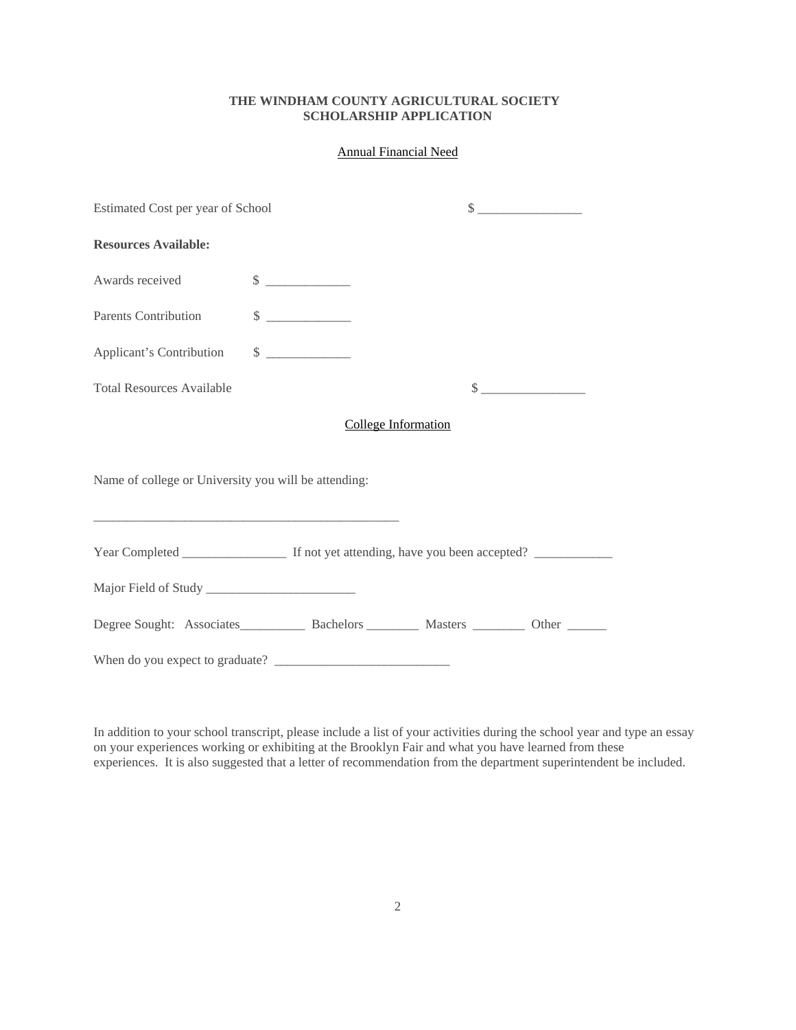**THE WINDHAM COUNTY AGRICULTURAL SOCIETY**
**SCHOLARSHIP APPLICATION**

Annual Financial Need

Estimated Cost per year of School $ ________________

**Resources Available:**

Awards received $ _____________

Parents Contribution $ _____________

Applicant's Contribution $ _____________

Total Resources Available $ ________________

College Information

Name of college or University you will be attending:

_______________________________________________

Year Completed ________________ If not yet attending, have you been accepted? ____________

Major Field of Study _______________________

Degree Sought: Associates__________ Bachelors ________ Masters ________ Other ______

When do you expect to graduate? ___________________________

In addition to your school transcript, please include a list of your activities during the school year and type an essay on your experiences working or exhibiting at the Brooklyn Fair and what you have learned from these experiences. It is also suggested that a letter of recommendation from the department superintendent be included.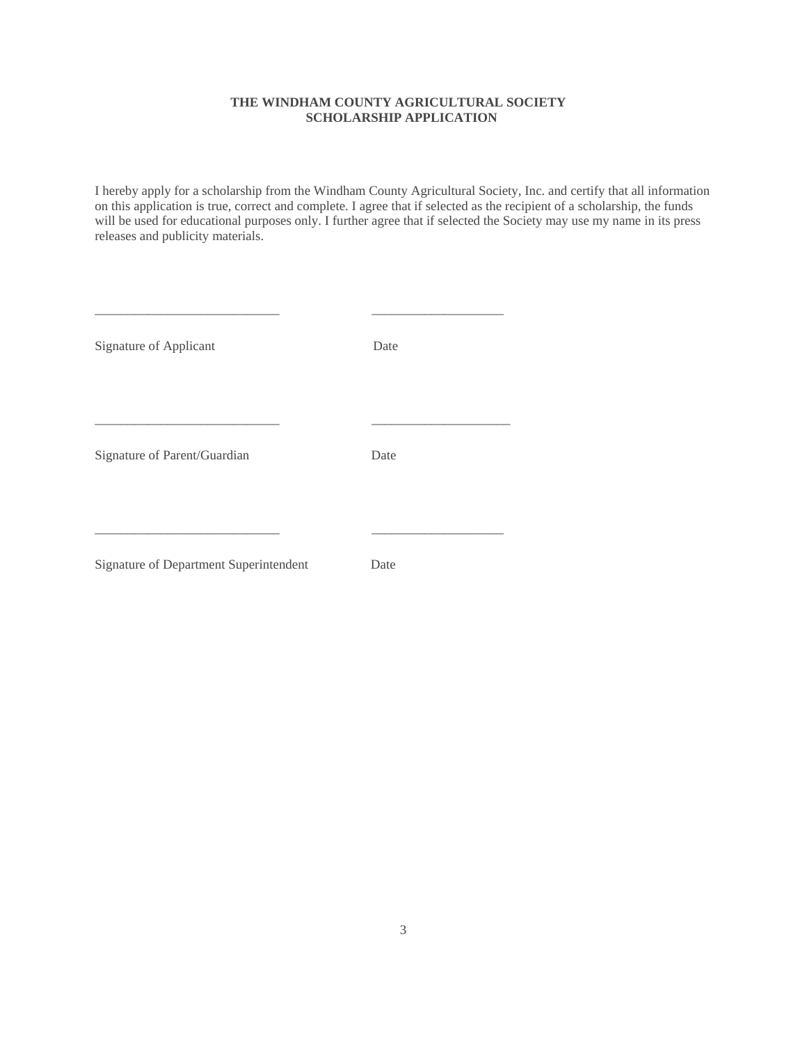**THE WINDHAM COUNTY AGRICULTURAL SOCIETY**
**SCHOLARSHIP APPLICATION**

I hereby apply for a scholarship from the Windham County Agricultural Society, Inc. and certify that all information on this application is true, correct and complete. I agree that if selected as the recipient of a scholarship, the funds will be used for educational purposes only. I further agree that if selected the Society may use my name in its press releases and publicity materials.

___________________________                    ___________________

Signature of Applicant                                    Date

___________________________                    ____________________

Signature of Parent/Guardian                          Date

___________________________                    ___________________

Signature of Department Superintendent          Date